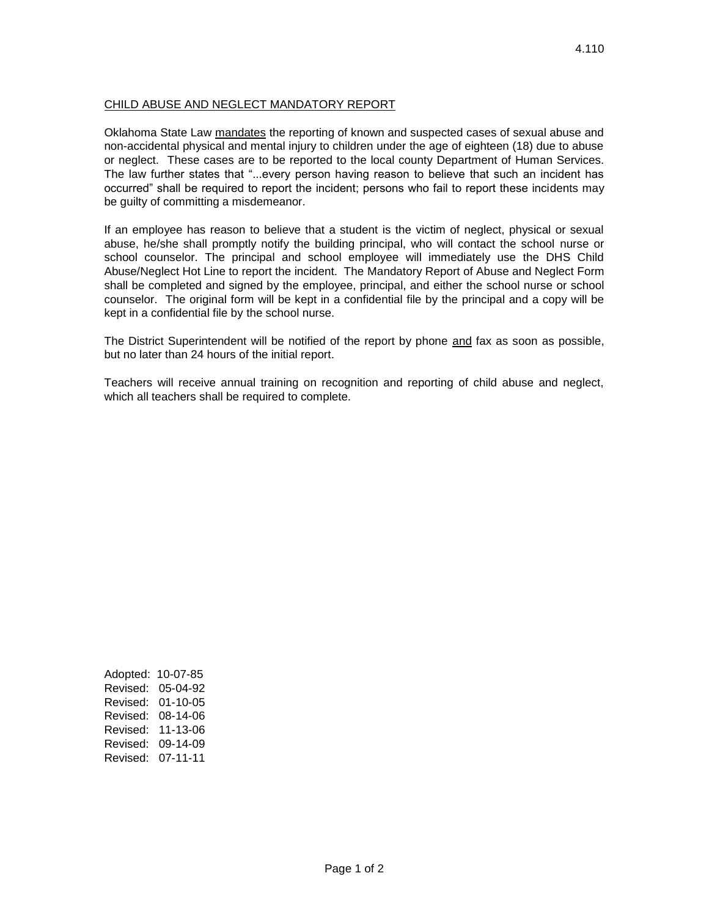4.110

## CHILD ABUSE AND NEGLECT MANDATORY REPORT

Oklahoma State Law mandates the reporting of known and suspected cases of sexual abuse and non-accidental physical and mental injury to children under the age of eighteen (18) due to abuse or neglect. These cases are to be reported to the local county Department of Human Services. The law further states that "...every person having reason to believe that such an incident has occurred" shall be required to report the incident; persons who fail to report these incidents may be guilty of committing a misdemeanor.

If an employee has reason to believe that a student is the victim of neglect, physical or sexual abuse, he/she shall promptly notify the building principal, who will contact the school nurse or school counselor. The principal and school employee will immediately use the DHS Child Abuse/Neglect Hot Line to report the incident. The Mandatory Report of Abuse and Neglect Form shall be completed and signed by the employee, principal, and either the school nurse or school counselor. The original form will be kept in a confidential file by the principal and a copy will be kept in a confidential file by the school nurse.

The District Superintendent will be notified of the report by phone and fax as soon as possible, but no later than 24 hours of the initial report.

Teachers will receive annual training on recognition and reporting of child abuse and neglect, which all teachers shall be required to complete.

Adopted: 10-07-85
Revised: 05-04-92
Revised: 01-10-05
Revised: 08-14-06
Revised: 11-13-06
Revised: 09-14-09
Revised: 07-11-11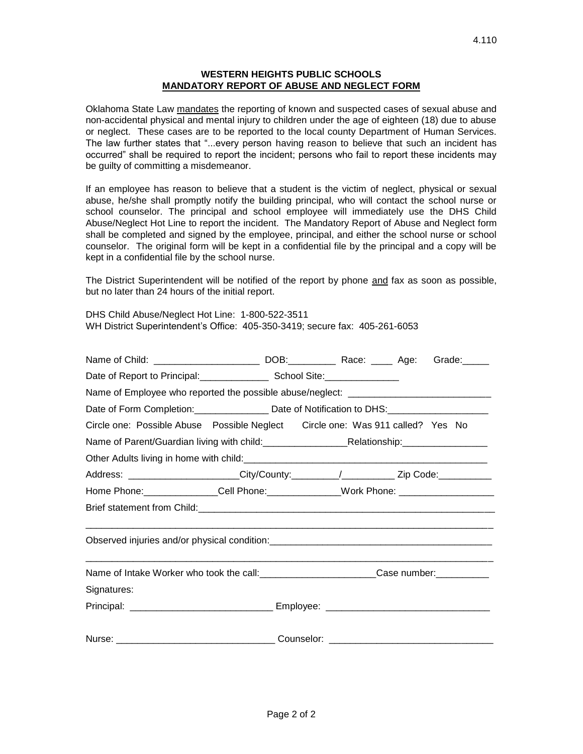# WESTERN HEIGHTS PUBLIC SCHOOLS
## MANDATORY REPORT OF ABUSE AND NEGLECT FORM

Oklahoma State Law mandates the reporting of known and suspected cases of sexual abuse and non-accidental physical and mental injury to children under the age of eighteen (18) due to abuse or neglect. These cases are to be reported to the local county Department of Human Services. The law further states that "...every person having reason to believe that such an incident has occurred" shall be required to report the incident; persons who fail to report these incidents may be guilty of committing a misdemeanor.

If an employee has reason to believe that a student is the victim of neglect, physical or sexual abuse, he/she shall promptly notify the building principal, who will contact the school nurse or school counselor. The principal and school employee will immediately use the DHS Child Abuse/Neglect Hot Line to report the incident. The Mandatory Report of Abuse and Neglect form shall be completed and signed by the employee, principal, and either the school nurse or school counselor. The original form will be kept in a confidential file by the principal and a copy will be kept in a confidential file by the school nurse.

The District Superintendent will be notified of the report by phone and fax as soon as possible, but no later than 24 hours of the initial report.

DHS Child Abuse/Neglect Hot Line: 1-800-522-3511
WH District Superintendent's Office: 405-350-3419; secure fax: 405-261-6053

Name of Child: ____________________ DOB:_________ Race: ____ Age: Grade:_____

Date of Report to Principal:_____________ School Site:______________

Name of Employee who reported the possible abuse/neglect: ___________________________

Date of Form Completion:______________ Date of Notification to DHS:___________________

Circle one: Possible Abuse Possible Neglect Circle one: Was 911 called? Yes No

Name of Parent/Guardian living with child:________________Relationship:________________

Other Adults living in home with child:______________________________________________

Address: ____________________City/County:_________/__________ Zip Code:__________

Home Phone:______________Cell Phone:______________Work Phone: __________________

Brief statement from Child:_________________________________________________________

______________________________________________________________________________

Observed injuries and/or physical condition:__________________________________________

______________________________________________________________________________

Name of Intake Worker who took the call:______________________Case number:__________

Signatures:

Principal: __________________________ Employee: ______________________________

Nurse: ______________________________ Counselor: ______________________________